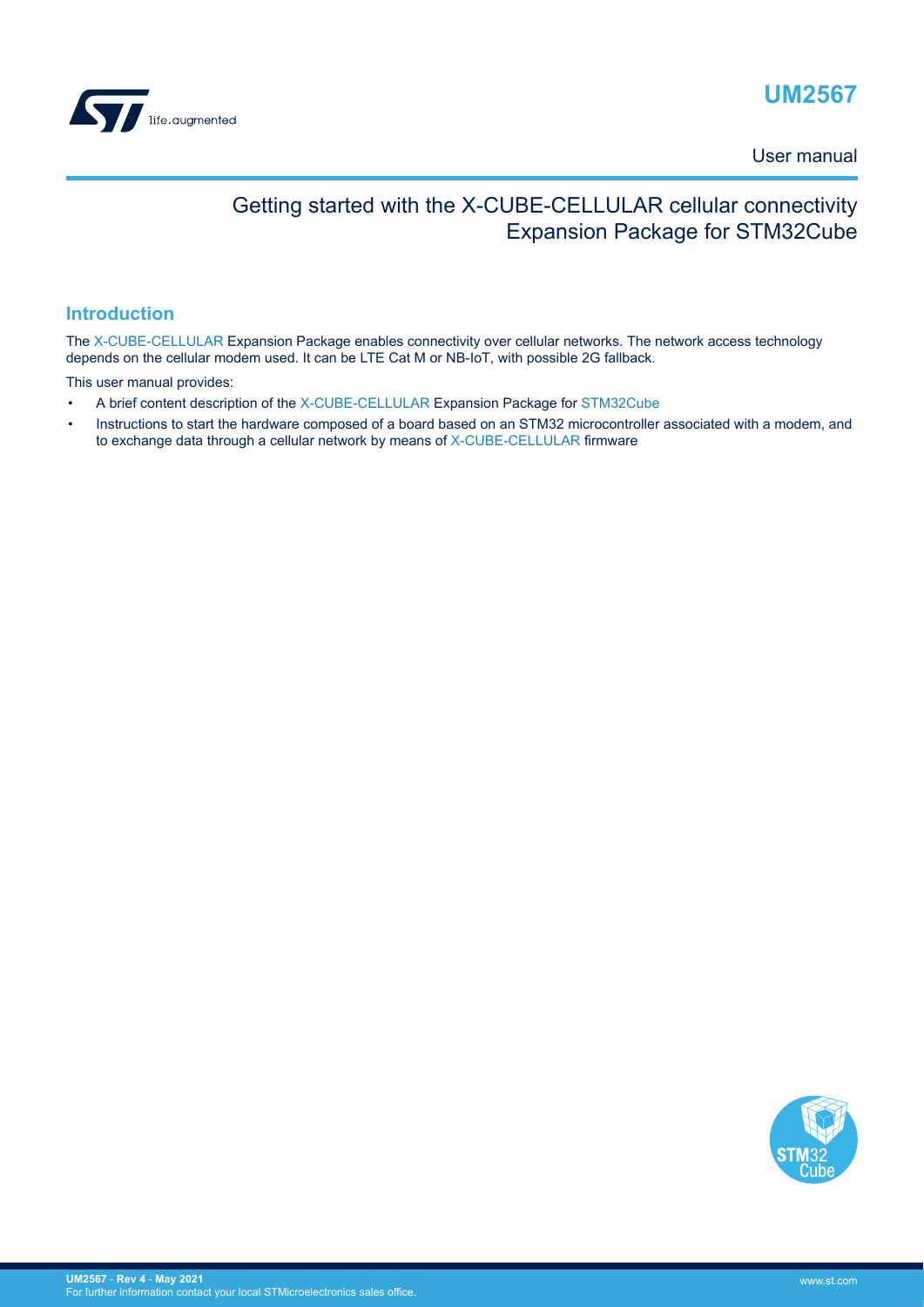# UM2567

User manual

## Getting started with the X-CUBE-CELLULAR cellular connectivity Expansion Package for STM32Cube

## Introduction

The X-CUBE-CELLULAR Expansion Package enables connectivity over cellular networks. The network access technology depends on the cellular modem used. It can be LTE Cat M or NB-IoT, with possible 2G fallback.

This user manual provides:

- A brief content description of the X-CUBE-CELLULAR Expansion Package for STM32Cube
- Instructions to start the hardware composed of a board based on an STM32 microcontroller associated with a modem, and to exchange data through a cellular network by means of X-CUBE-CELLULAR firmware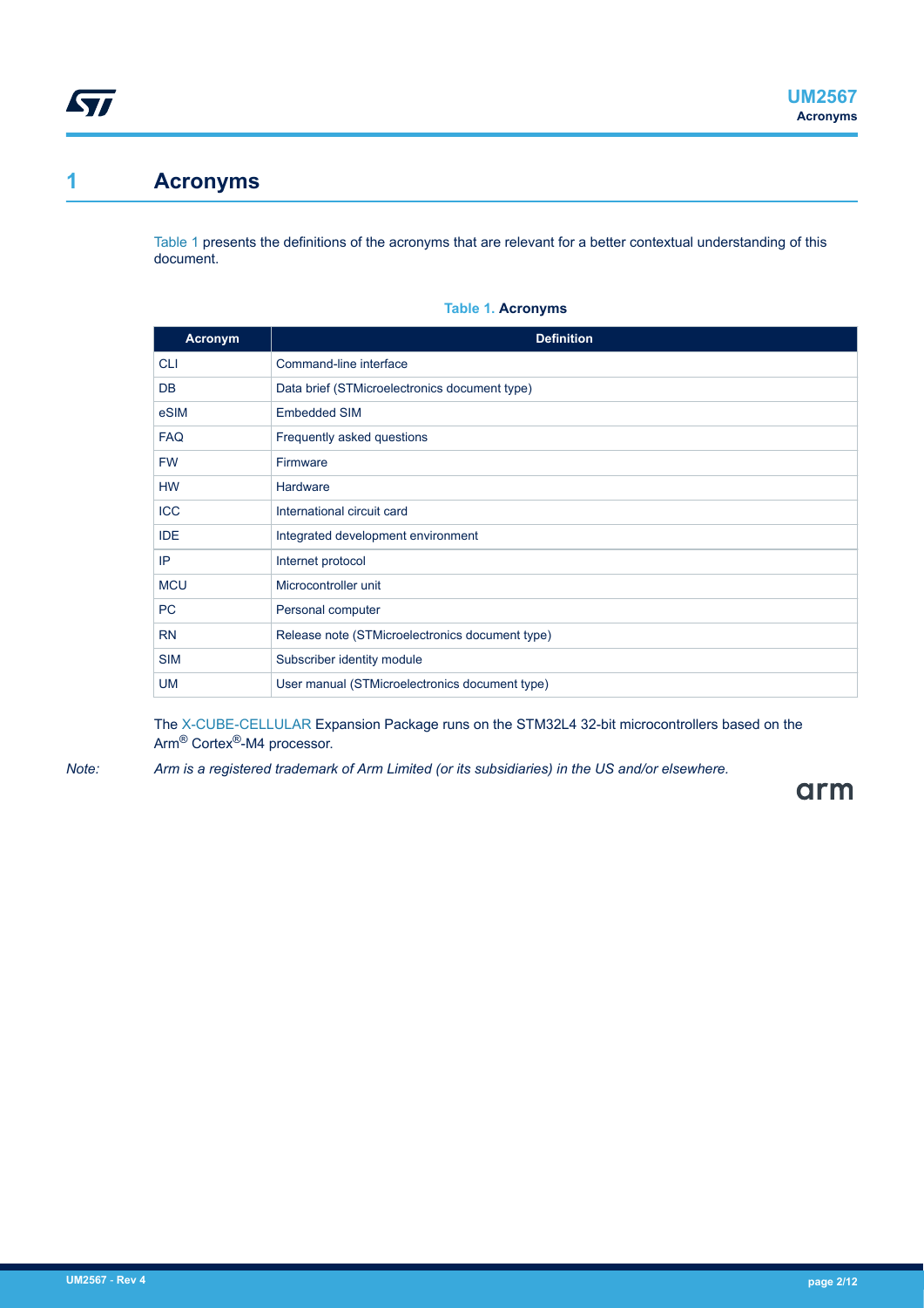# 1 Acronyms

Table 1 presents the definitions of the acronyms that are relevant for a better contextual understanding of this document.

**Table 1. Acronyms**

| Acronym | Definition |
| --- | --- |
| CLI | Command-line interface |
| DB | Data brief (STMicroelectronics document type) |
| eSIM | Embedded SIM |
| FAQ | Frequently asked questions |
| FW | Firmware |
| HW | Hardware |
| ICC | International circuit card |
| IDE | Integrated development environment |
| IP | Internet protocol |
| MCU | Microcontroller unit |
| PC | Personal computer |
| RN | Release note (STMicroelectronics document type) |
| SIM | Subscriber identity module |
| UM | User manual (STMicroelectronics document type) |

The X-CUBE-CELLULAR Expansion Package runs on the STM32L4 32-bit microcontrollers based on the Arm® Cortex®-M4 processor.

*Note: Arm is a registered trademark of Arm Limited (or its subsidiaries) in the US and/or elsewhere.*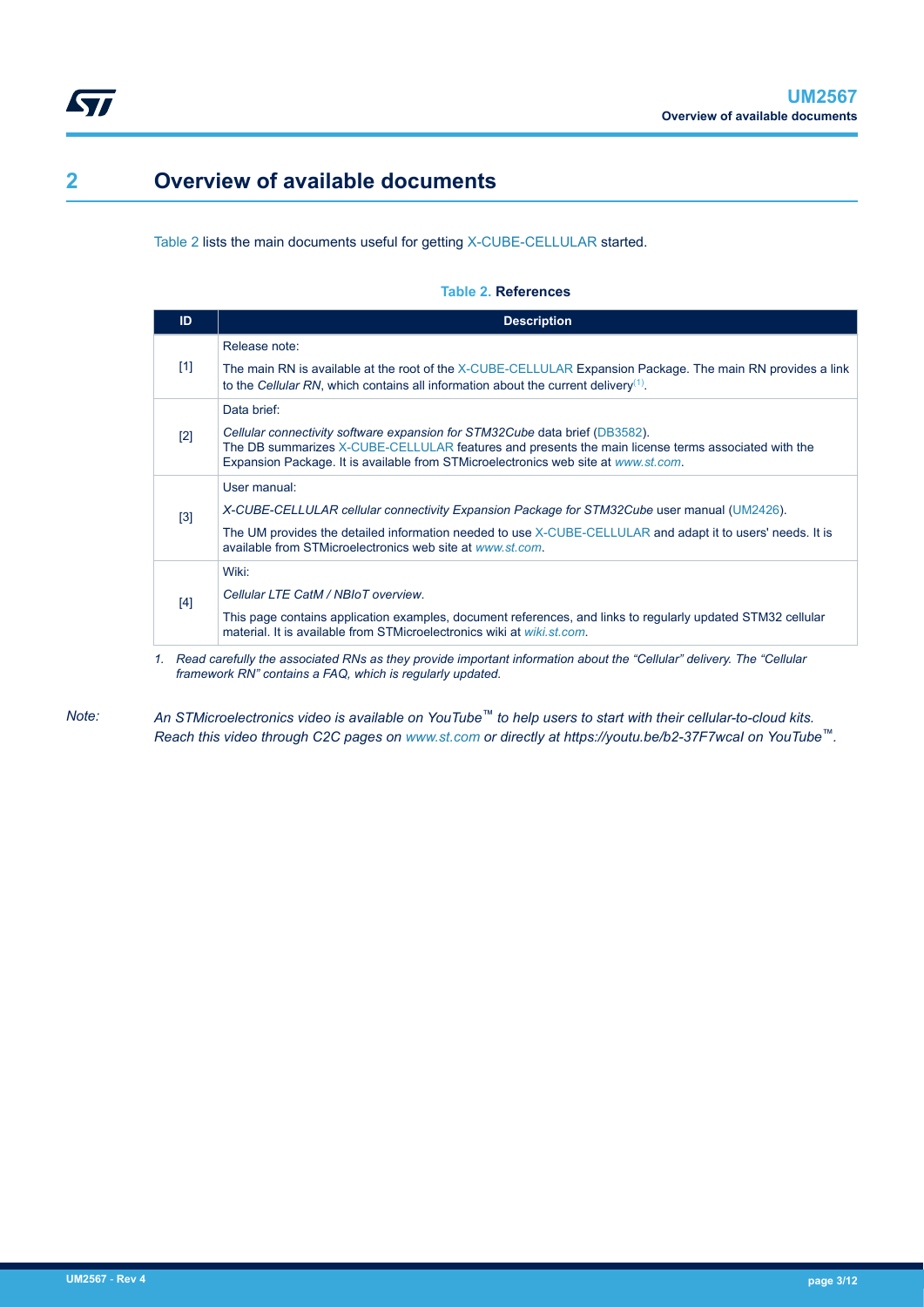# 2 Overview of available documents

Table 2 lists the main documents useful for getting X-CUBE-CELLULAR started.

**Table 2. References**

| ID | Description |
|---|---|
| [1] | Release note:<br><br>The main RN is available at the root of the X-CUBE-CELLULAR Expansion Package. The main RN provides a link to the *Cellular RN*, which contains all information about the current delivery(1). |
| [2] | Data brief:<br><br>*Cellular connectivity software expansion for STM32Cube* data brief (DB3582).<br>The DB summarizes X-CUBE-CELLULAR features and presents the main license terms associated with the Expansion Package. It is available from STMicroelectronics web site at *www.st.com*. |
| [3] | User manual:<br><br>*X-CUBE-CELLULAR cellular connectivity Expansion Package for STM32Cube* user manual (UM2426).<br><br>The UM provides the detailed information needed to use X-CUBE-CELLULAR and adapt it to users' needs. It is available from STMicroelectronics web site at *www.st.com*. |
| [4] | Wiki:<br><br>*Cellular LTE CatM / NBIoT overview*.<br><br>This page contains application examples, document references, and links to regularly updated STM32 cellular material. It is available from STMicroelectronics wiki at *wiki.st.com*. |

*1. Read carefully the associated RNs as they provide important information about the “Cellular” delivery. The “Cellular framework RN” contains a FAQ, which is regularly updated.*

*Note: An STMicroelectronics video is available on YouTube™ to help users to start with their cellular-to-cloud kits. Reach this video through C2C pages on www.st.com or directly at https://youtu.be/b2-37F7wcaI on YouTube™.*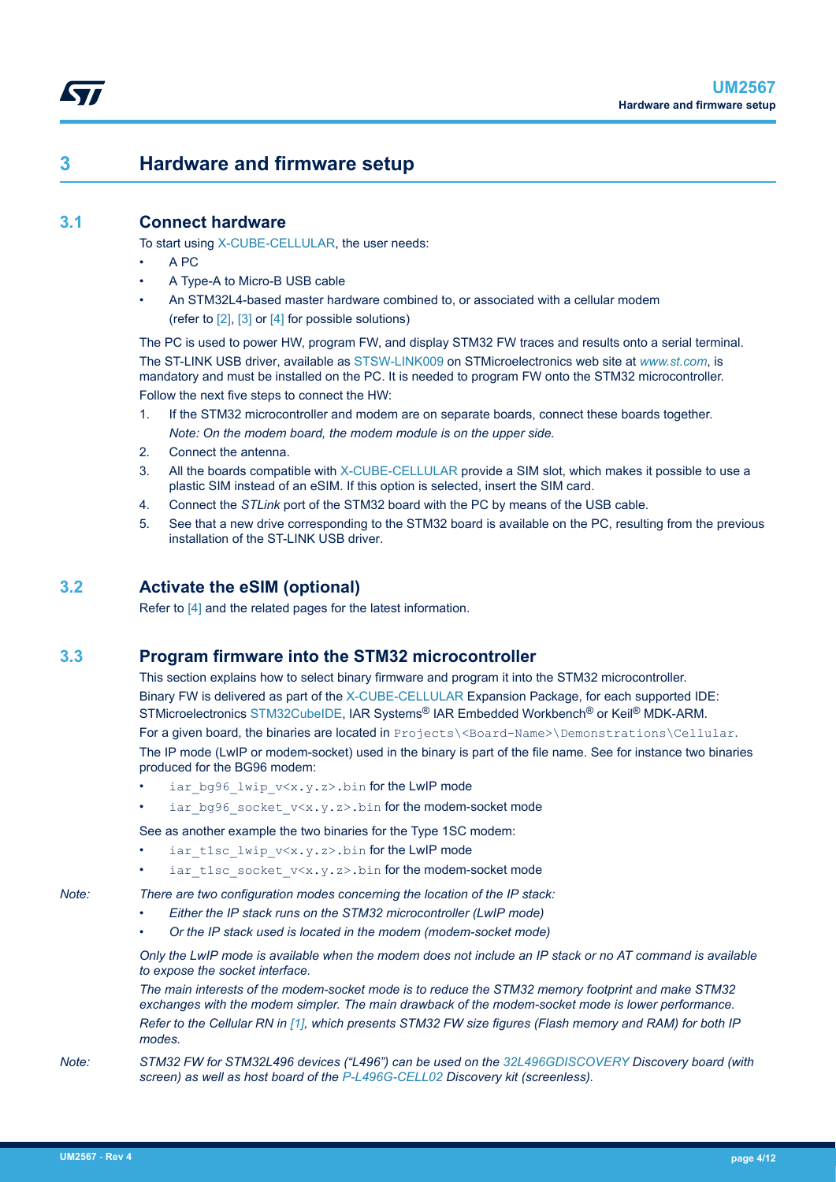# 3 Hardware and firmware setup

## 3.1 Connect hardware

To start using X-CUBE-CELLULAR, the user needs:

- A PC
- A Type-A to Micro-B USB cable
- An STM32L4-based master hardware combined to, or associated with a cellular modem (refer to [2], [3] or [4] for possible solutions)

The PC is used to power HW, program FW, and display STM32 FW traces and results onto a serial terminal.

The ST-LINK USB driver, available as STSW-LINK009 on STMicroelectronics web site at *www.st.com*, is mandatory and must be installed on the PC. It is needed to program FW onto the STM32 microcontroller.

Follow the next five steps to connect the HW:

1. If the STM32 microcontroller and modem are on separate boards, connect these boards together.
   *Note: On the modem board, the modem module is on the upper side.*
2. Connect the antenna.
3. All the boards compatible with X-CUBE-CELLULAR provide a SIM slot, which makes it possible to use a plastic SIM instead of an eSIM. If this option is selected, insert the SIM card.
4. Connect the *STLink* port of the STM32 board with the PC by means of the USB cable.
5. See that a new drive corresponding to the STM32 board is available on the PC, resulting from the previous installation of the ST-LINK USB driver.

## 3.2 Activate the eSIM (optional)

Refer to [4] and the related pages for the latest information.

## 3.3 Program firmware into the STM32 microcontroller

This section explains how to select binary firmware and program it into the STM32 microcontroller.

Binary FW is delivered as part of the X-CUBE-CELLULAR Expansion Package, for each supported IDE: STMicroelectronics STM32CubeIDE, IAR Systems® IAR Embedded Workbench® or Keil® MDK-ARM.

For a given board, the binaries are located in `Projects\<Board-Name>\Demonstrations\Cellular`.

The IP mode (LwIP or modem-socket) used in the binary is part of the file name. See for instance two binaries produced for the BG96 modem:

- `iar_bg96_lwip_v<x.y.z>.bin` for the LwIP mode
- `iar_bg96_socket_v<x.y.z>.bin` for the modem-socket mode

See as another example the two binaries for the Type 1SC modem:

- `iar_t1sc_lwip_v<x.y.z>.bin` for the LwIP mode
- `iar_t1sc_socket_v<x.y.z>.bin` for the modem-socket mode

*Note: There are two configuration modes concerning the location of the IP stack:*

- *Either the IP stack runs on the STM32 microcontroller (LwIP mode)*
- *Or the IP stack used is located in the modem (modem-socket mode)*

*Only the LwIP mode is available when the modem does not include an IP stack or no AT command is available to expose the socket interface.*

*The main interests of the modem-socket mode is to reduce the STM32 memory footprint and make STM32 exchanges with the modem simpler. The main drawback of the modem-socket mode is lower performance.*

*Refer to the Cellular RN in [1], which presents STM32 FW size figures (Flash memory and RAM) for both IP modes.*

*Note: STM32 FW for STM32L496 devices ("L496") can be used on the 32L496GDISCOVERY Discovery board (with screen) as well as host board of the P-L496G-CELL02 Discovery kit (screenless).*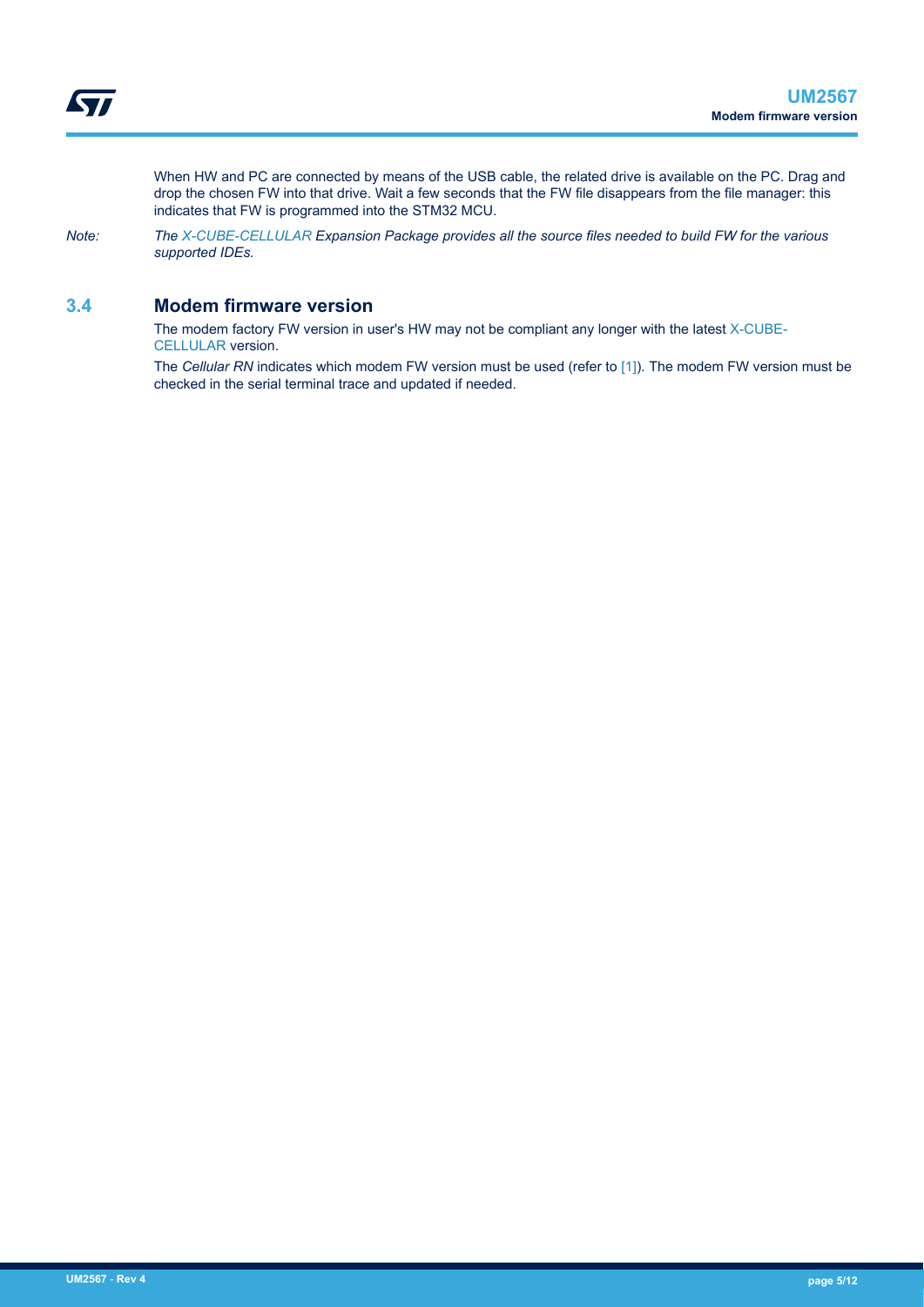When HW and PC are connected by means of the USB cable, the related drive is available on the PC. Drag and drop the chosen FW into that drive. Wait a few seconds that the FW file disappears from the file manager: this indicates that FW is programmed into the STM32 MCU.

*Note: The X-CUBE-CELLULAR Expansion Package provides all the source files needed to build FW for the various supported IDEs.*

## 3.4 Modem firmware version

The modem factory FW version in user's HW may not be compliant any longer with the latest X-CUBE-CELLULAR version.

The *Cellular RN* indicates which modem FW version must be used (refer to [1]). The modem FW version must be checked in the serial terminal trace and updated if needed.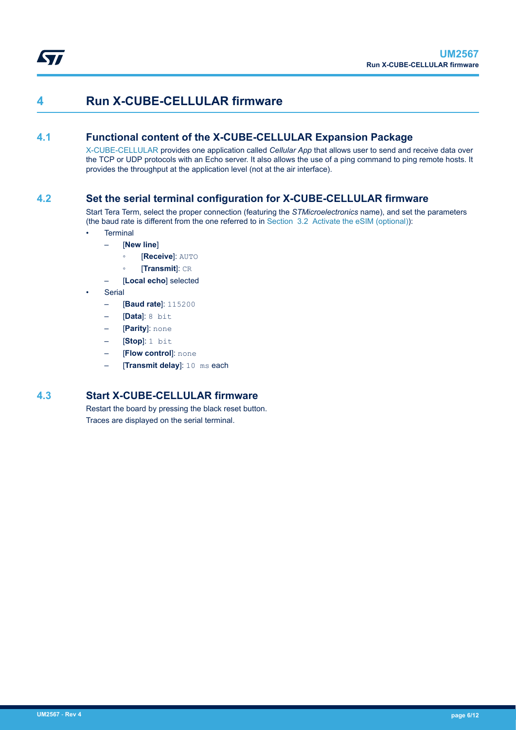# 4 Run X-CUBE-CELLULAR firmware

## 4.1 Functional content of the X-CUBE-CELLULAR Expansion Package

X-CUBE-CELLULAR provides one application called *Cellular App* that allows user to send and receive data over the TCP or UDP protocols with an Echo server. It also allows the use of a ping command to ping remote hosts. It provides the throughput at the application level (not at the air interface).

## 4.2 Set the serial terminal configuration for X-CUBE-CELLULAR firmware

Start Tera Term, select the proper connection (featuring the *STMicroelectronics* name), and set the parameters (the baud rate is different from the one referred to in Section 3.2 Activate the eSIM (optional)):

- Terminal
  - [**New line**]
    - [**Receive**]: `AUTO`
    - [**Transmit**]: `CR`
  - [**Local echo**] selected
- Serial
  - [**Baud rate**]: `115200`
  - [**Data**]: `8 bit`
  - [**Parity**]: `none`
  - [**Stop**]: `1 bit`
  - [**Flow control**]: `none`
  - [**Transmit delay**]: `10 ms` each

## 4.3 Start X-CUBE-CELLULAR firmware

Restart the board by pressing the black reset button.

Traces are displayed on the serial terminal.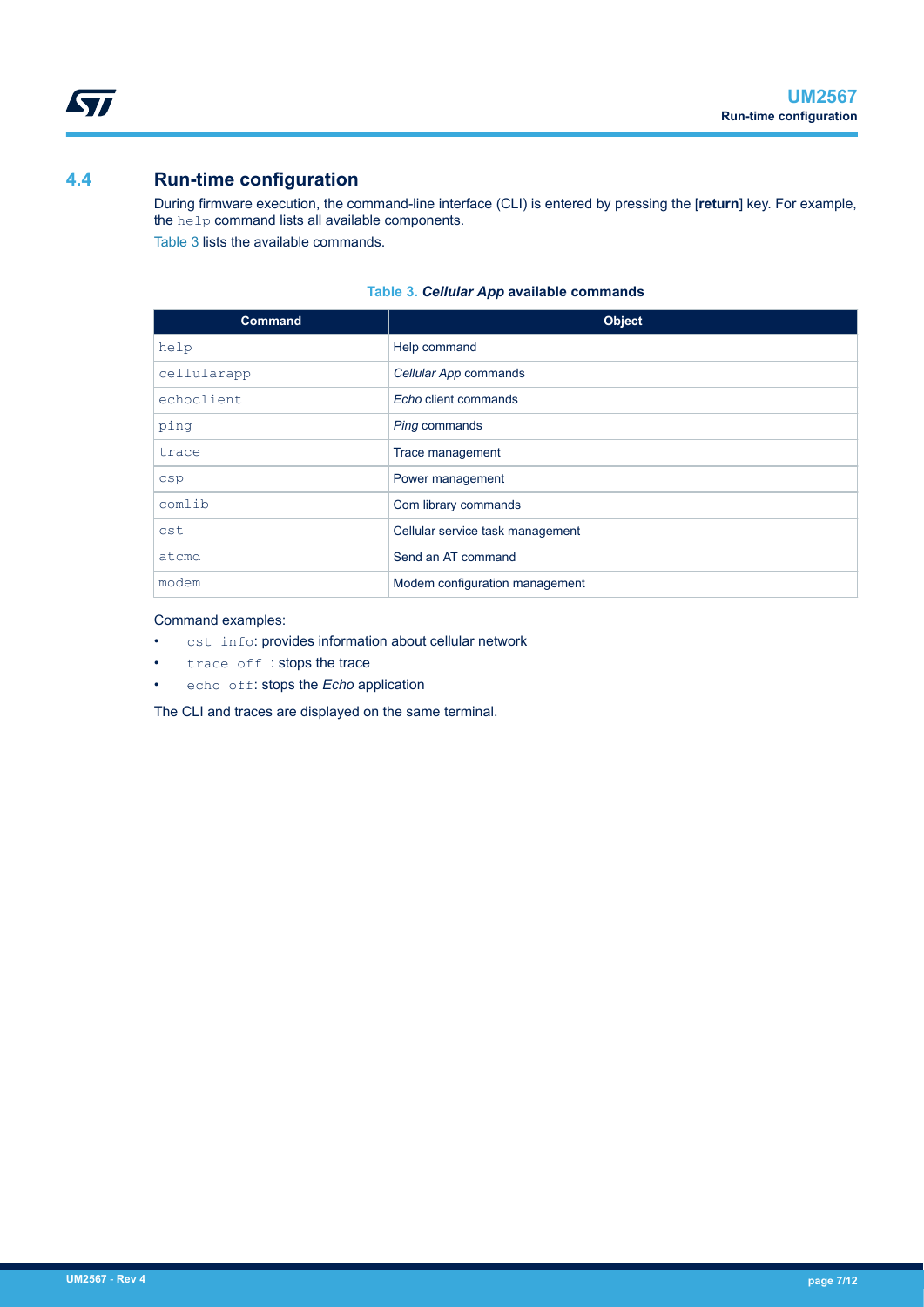## 4.4 Run-time configuration

During firmware execution, the command-line interface (CLI) is entered by pressing the [**return**] key. For example, the `help` command lists all available components.

Table 3 lists the available commands.

**Table 3. *Cellular App* available commands**

| Command | Object |
| --- | --- |
| `help` | Help command |
| `cellularapp` | *Cellular App* commands |
| `echoclient` | *Echo* client commands |
| `ping` | *Ping* commands |
| `trace` | Trace management |
| `csp` | Power management |
| `comlib` | Com library commands |
| `cst` | Cellular service task management |
| `atcmd` | Send an AT command |
| `modem` | Modem configuration management |

Command examples:

- `cst info`: provides information about cellular network
- `trace off` : stops the trace
- `echo off`: stops the *Echo* application

The CLI and traces are displayed on the same terminal.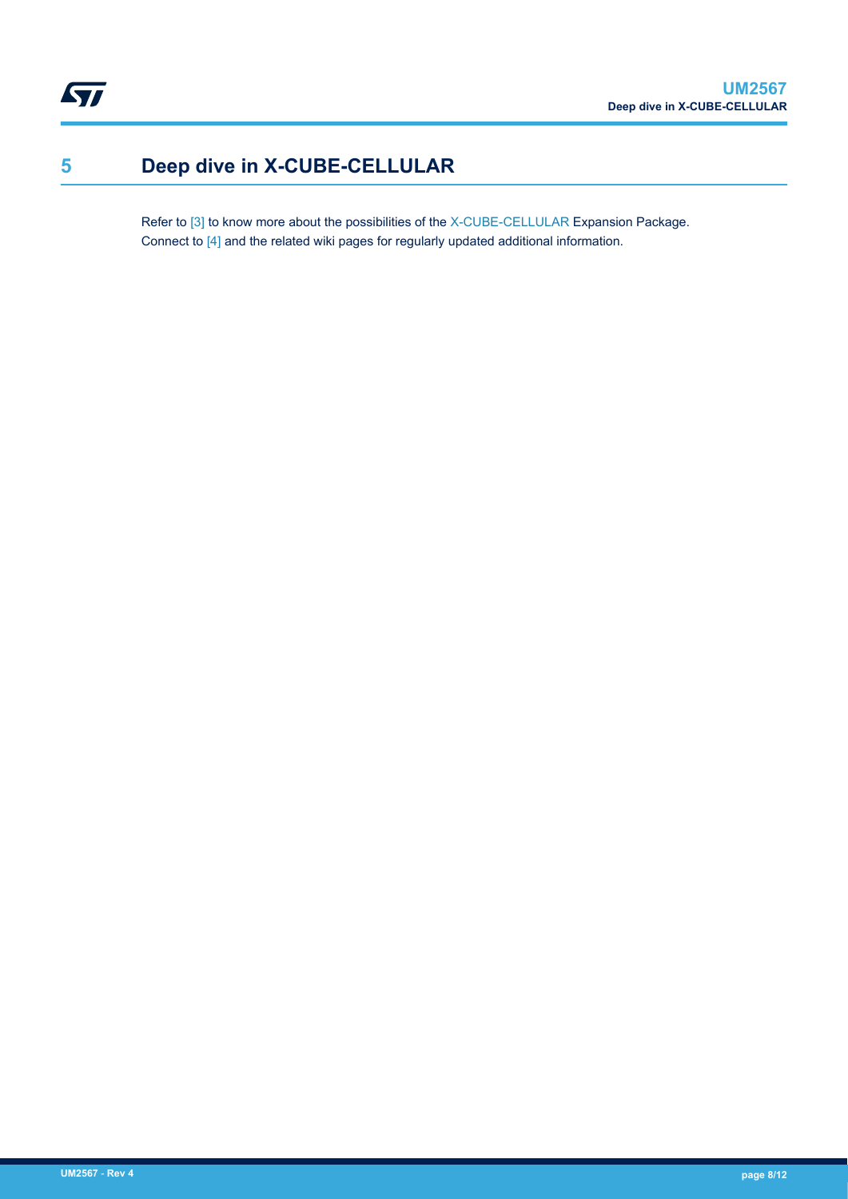# 5 Deep dive in X-CUBE-CELLULAR

Refer to [3] to know more about the possibilities of the X-CUBE-CELLULAR Expansion Package.
Connect to [4] and the related wiki pages for regularly updated additional information.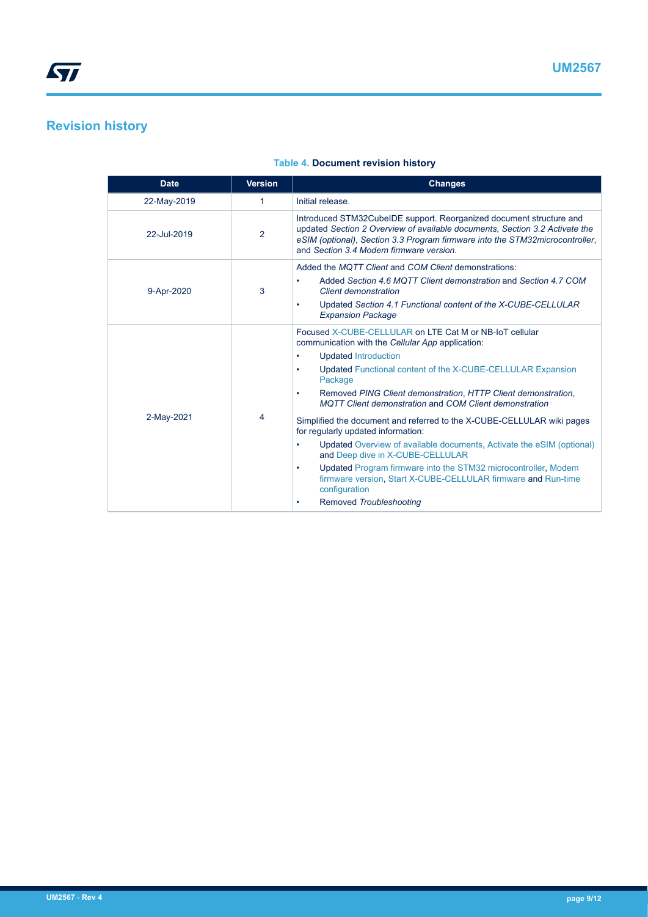# Revision history

**Table 4. Document revision history**

| Date | Version | Changes |
| --- | --- | --- |
| 22-May-2019 | 1 | Initial release. |
| 22-Jul-2019 | 2 | Introduced STM32CubeIDE support. Reorganized document structure and updated *Section 2 Overview of available documents*, *Section 3.2 Activate the eSIM (optional)*, *Section 3.3 Program firmware into the STM32microcontroller*, and *Section 3.4 Modem firmware version*. |
| 9-Apr-2020 | 3 | Added the *MQTT Client* and *COM Client* demonstrations:<br>• Added *Section 4.6 MQTT Client demonstration* and *Section 4.7 COM Client demonstration*<br>• Updated *Section 4.1 Functional content of the X-CUBE-CELLULAR Expansion Package* |
| 2-May-2021 | 4 | Focused X-CUBE-CELLULAR on LTE Cat M or NB-IoT cellular communication with the *Cellular App* application:<br>• Updated Introduction<br>• Updated Functional content of the X-CUBE-CELLULAR Expansion Package<br>• Removed *PING Client demonstration*, *HTTP Client demonstration*, *MQTT Client demonstration* and *COM Client demonstration*<br>Simplified the document and referred to the X-CUBE-CELLULAR wiki pages for regularly updated information:<br>• Updated Overview of available documents, Activate the eSIM (optional) and Deep dive in X-CUBE-CELLULAR<br>• Updated Program firmware into the STM32 microcontroller, Modem firmware version, Start X-CUBE-CELLULAR firmware and Run-time configuration<br>• Removed *Troubleshooting* |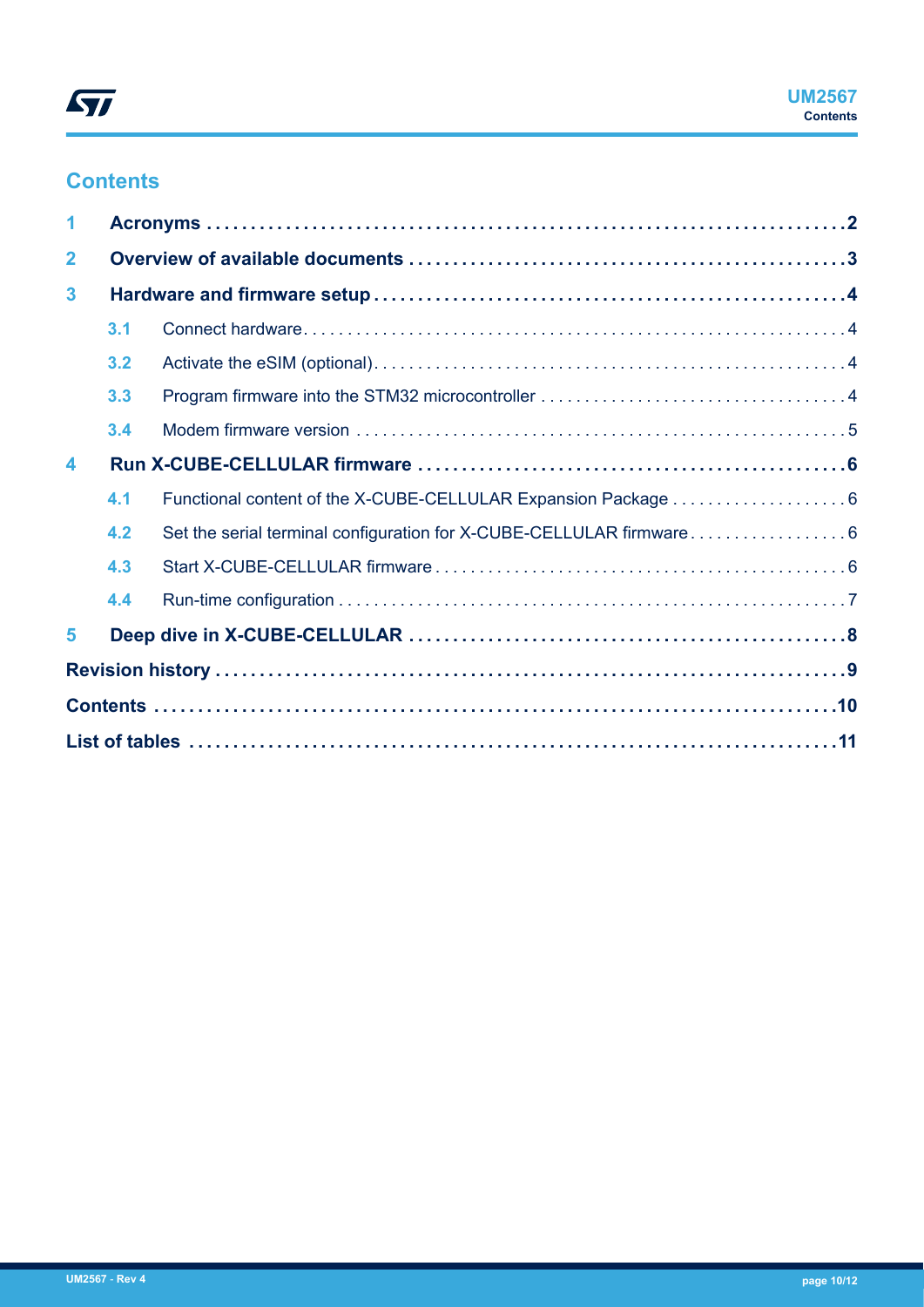## Contents

- **1 Acronyms** ..... **2**
- **2 Overview of available documents** ..... **3**
- **3 Hardware and firmware setup** ..... **4**
  - 3.1 Connect hardware ..... 4
  - 3.2 Activate the eSIM (optional) ..... 4
  - 3.3 Program firmware into the STM32 microcontroller ..... 4
  - 3.4 Modem firmware version ..... 5
- **4 Run X-CUBE-CELLULAR firmware** ..... **6**
  - 4.1 Functional content of the X-CUBE-CELLULAR Expansion Package ..... 6
  - 4.2 Set the serial terminal configuration for X-CUBE-CELLULAR firmware ..... 6
  - 4.3 Start X-CUBE-CELLULAR firmware ..... 6
  - 4.4 Run-time configuration ..... 7
- **5 Deep dive in X-CUBE-CELLULAR** ..... **8**
- **Revision history** ..... **9**
- **Contents** ..... **10**
- **List of tables** ..... **11**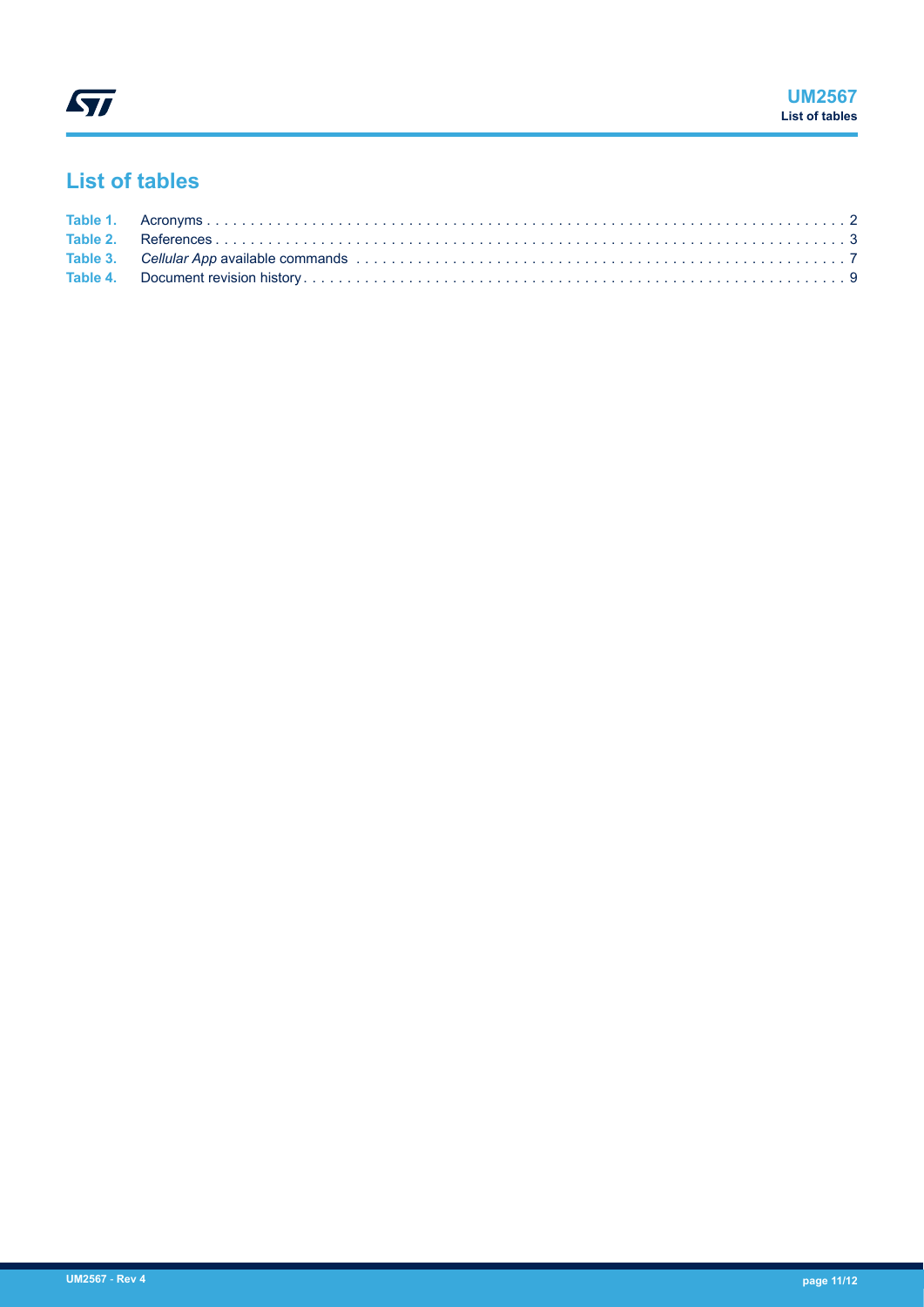# List of tables

Table 1. Acronyms . . . . . . . . . . . . . . . . . . . . . . . . . . . . . . . . . . . . . . . . . . . . . . . . . . . . . . . . . . . . . . . . . . . . . . . . . 2
Table 2. References . . . . . . . . . . . . . . . . . . . . . . . . . . . . . . . . . . . . . . . . . . . . . . . . . . . . . . . . . . . . . . . . . . . . . . . . 3
Table 3. *Cellular App* available commands . . . . . . . . . . . . . . . . . . . . . . . . . . . . . . . . . . . . . . . . . . . . . . . . . . . . . . . 7
Table 4. Document revision history . . . . . . . . . . . . . . . . . . . . . . . . . . . . . . . . . . . . . . . . . . . . . . . . . . . . . . . . . . . . . 9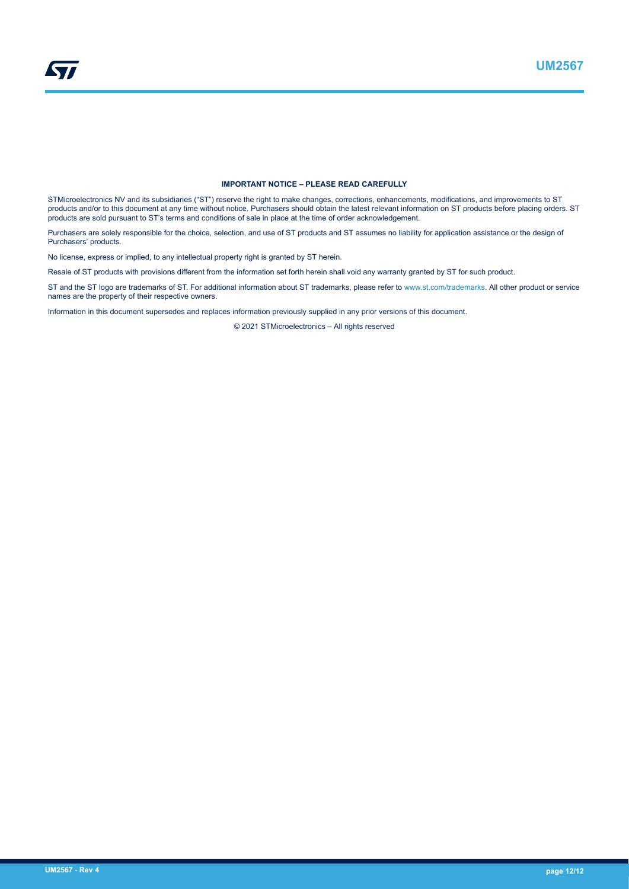**IMPORTANT NOTICE – PLEASE READ CAREFULLY**

STMicroelectronics NV and its subsidiaries ("ST") reserve the right to make changes, corrections, enhancements, modifications, and improvements to ST products and/or to this document at any time without notice. Purchasers should obtain the latest relevant information on ST products before placing orders. ST products are sold pursuant to ST's terms and conditions of sale in place at the time of order acknowledgement.

Purchasers are solely responsible for the choice, selection, and use of ST products and ST assumes no liability for application assistance or the design of Purchasers' products.

No license, express or implied, to any intellectual property right is granted by ST herein.

Resale of ST products with provisions different from the information set forth herein shall void any warranty granted by ST for such product.

ST and the ST logo are trademarks of ST. For additional information about ST trademarks, please refer to www.st.com/trademarks. All other product or service names are the property of their respective owners.

Information in this document supersedes and replaces information previously supplied in any prior versions of this document.

© 2021 STMicroelectronics – All rights reserved